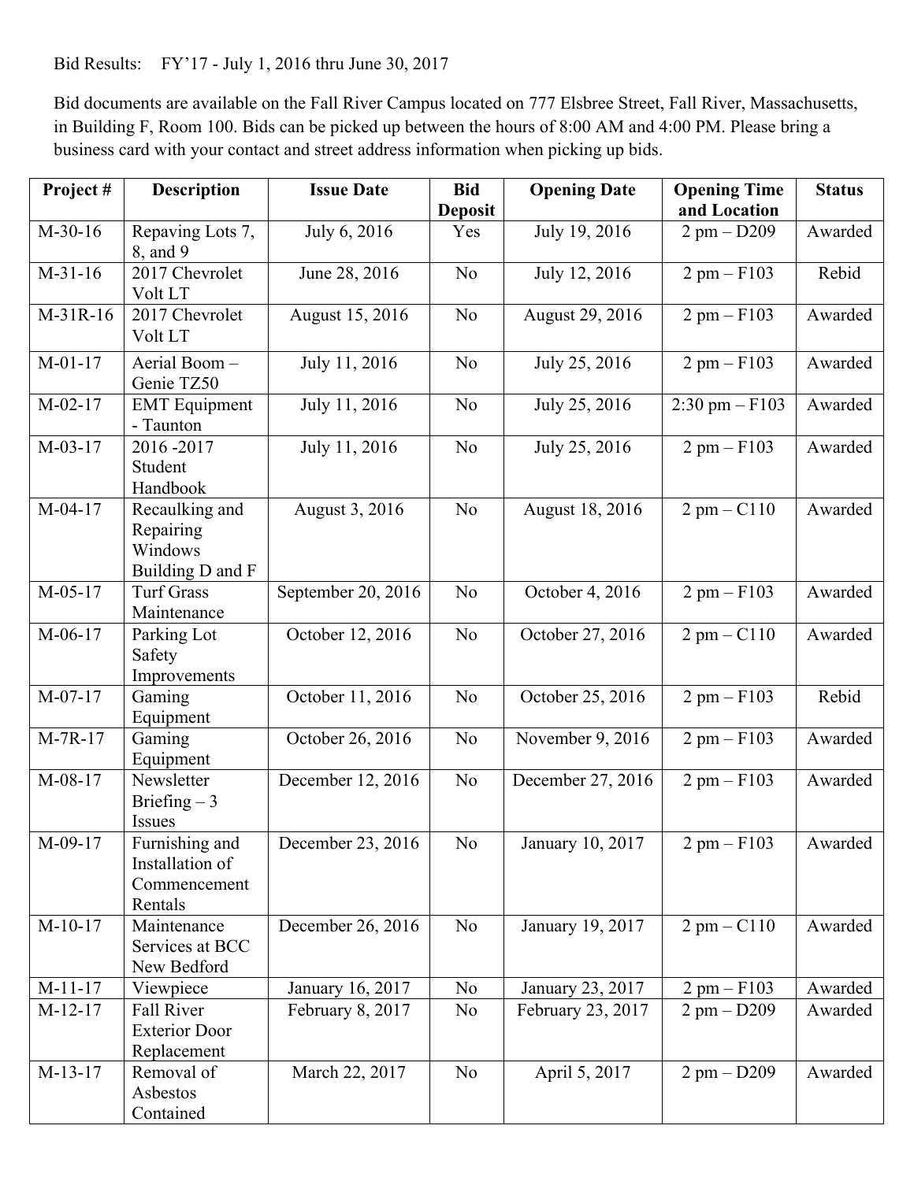Bid Results: FY'17 - July 1, 2016 thru June 30, 2017

Bid documents are available on the Fall River Campus located on 777 Elsbree Street, Fall River, Massachusetts, in Building F, Room 100. Bids can be picked up between the hours of 8:00 AM and 4:00 PM. Please bring a business card with your contact and street address information when picking up bids.

| Project # | Description | Issue Date | Bid Deposit | Opening Date | Opening Time and Location | Status |
|---|---|---|---|---|---|---|
| M-30-16 | Repaving Lots 7, 8, and 9 | July 6, 2016 | Yes | July 19, 2016 | 2 pm – D209 | Awarded |
| M-31-16 | 2017 Chevrolet Volt LT | June 28, 2016 | No | July 12, 2016 | 2 pm – F103 | Rebid |
| M-31R-16 | 2017 Chevrolet Volt LT | August 15, 2016 | No | August 29, 2016 | 2 pm – F103 | Awarded |
| M-01-17 | Aerial Boom – Genie TZ50 | July 11, 2016 | No | July 25, 2016 | 2 pm – F103 | Awarded |
| M-02-17 | EMT Equipment - Taunton | July 11, 2016 | No | July 25, 2016 | 2:30 pm – F103 | Awarded |
| M-03-17 | 2016 -2017 Student Handbook | July 11, 2016 | No | July 25, 2016 | 2 pm – F103 | Awarded |
| M-04-17 | Recaulking and Repairing Windows Building D and F | August 3, 2016 | No | August 18, 2016 | 2 pm – C110 | Awarded |
| M-05-17 | Turf Grass Maintenance | September 20, 2016 | No | October 4, 2016 | 2 pm – F103 | Awarded |
| M-06-17 | Parking Lot Safety Improvements | October 12, 2016 | No | October 27, 2016 | 2 pm – C110 | Awarded |
| M-07-17 | Gaming Equipment | October 11, 2016 | No | October 25, 2016 | 2 pm – F103 | Rebid |
| M-7R-17 | Gaming Equipment | October 26, 2016 | No | November 9, 2016 | 2 pm – F103 | Awarded |
| M-08-17 | Newsletter Briefing – 3 Issues | December 12, 2016 | No | December 27, 2016 | 2 pm – F103 | Awarded |
| M-09-17 | Furnishing and Installation of Commencement Rentals | December 23, 2016 | No | January 10, 2017 | 2 pm – F103 | Awarded |
| M-10-17 | Maintenance Services at BCC New Bedford | December 26, 2016 | No | January 19, 2017 | 2 pm – C110 | Awarded |
| M-11-17 | Viewpiece | January 16, 2017 | No | January 23, 2017 | 2 pm – F103 | Awarded |
| M-12-17 | Fall River Exterior Door Replacement | February 8, 2017 | No | February 23, 2017 | 2 pm – D209 | Awarded |
| M-13-17 | Removal of Asbestos Contained | March 22, 2017 | No | April 5, 2017 | 2 pm – D209 | Awarded |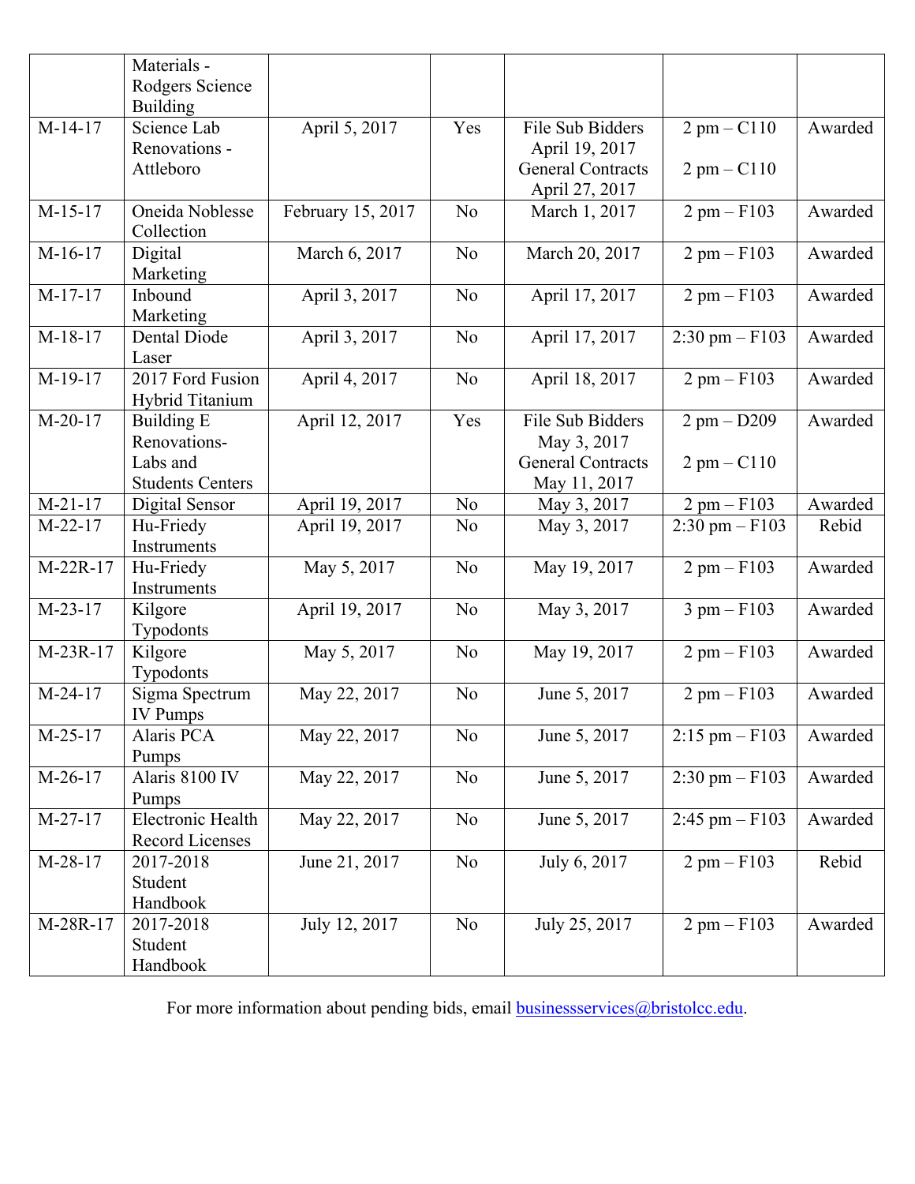| | | | | | | |
|---|---|---|---|---|---|---|
| | Materials - Rodgers Science Building | | | | | |
| M-14-17 | Science Lab Renovations - Attleboro | April 5, 2017 | Yes | File Sub Bidders April 19, 2017 General Contracts April 27, 2017 | 2 pm – C110 2 pm – C110 | Awarded |
| M-15-17 | Oneida Noblesse Collection | February 15, 2017 | No | March 1, 2017 | 2 pm – F103 | Awarded |
| M-16-17 | Digital Marketing | March 6, 2017 | No | March 20, 2017 | 2 pm – F103 | Awarded |
| M-17-17 | Inbound Marketing | April 3, 2017 | No | April 17, 2017 | 2 pm – F103 | Awarded |
| M-18-17 | Dental Diode Laser | April 3, 2017 | No | April 17, 2017 | 2:30 pm – F103 | Awarded |
| M-19-17 | 2017 Ford Fusion Hybrid Titanium | April 4, 2017 | No | April 18, 2017 | 2 pm – F103 | Awarded |
| M-20-17 | Building E Renovations-Labs and Students Centers | April 12, 2017 | Yes | File Sub Bidders May 3, 2017 General Contracts May 11, 2017 | 2 pm – D209 2 pm – C110 | Awarded |
| M-21-17 | Digital Sensor | April 19, 2017 | No | May 3, 2017 | 2 pm – F103 | Awarded |
| M-22-17 | Hu-Friedy Instruments | April 19, 2017 | No | May 3, 2017 | 2:30 pm – F103 | Rebid |
| M-22R-17 | Hu-Friedy Instruments | May 5, 2017 | No | May 19, 2017 | 2 pm – F103 | Awarded |
| M-23-17 | Kilgore Typodonts | April 19, 2017 | No | May 3, 2017 | 3 pm – F103 | Awarded |
| M-23R-17 | Kilgore Typodonts | May 5, 2017 | No | May 19, 2017 | 2 pm – F103 | Awarded |
| M-24-17 | Sigma Spectrum IV Pumps | May 22, 2017 | No | June 5, 2017 | 2 pm – F103 | Awarded |
| M-25-17 | Alaris PCA Pumps | May 22, 2017 | No | June 5, 2017 | 2:15 pm – F103 | Awarded |
| M-26-17 | Alaris 8100 IV Pumps | May 22, 2017 | No | June 5, 2017 | 2:30 pm – F103 | Awarded |
| M-27-17 | Electronic Health Record Licenses | May 22, 2017 | No | June 5, 2017 | 2:45 pm – F103 | Awarded |
| M-28-17 | 2017-2018 Student Handbook | June 21, 2017 | No | July 6, 2017 | 2 pm – F103 | Rebid |
| M-28R-17 | 2017-2018 Student Handbook | July 12, 2017 | No | July 25, 2017 | 2 pm – F103 | Awarded |

For more information about pending bids, email businessservices@bristolcc.edu.